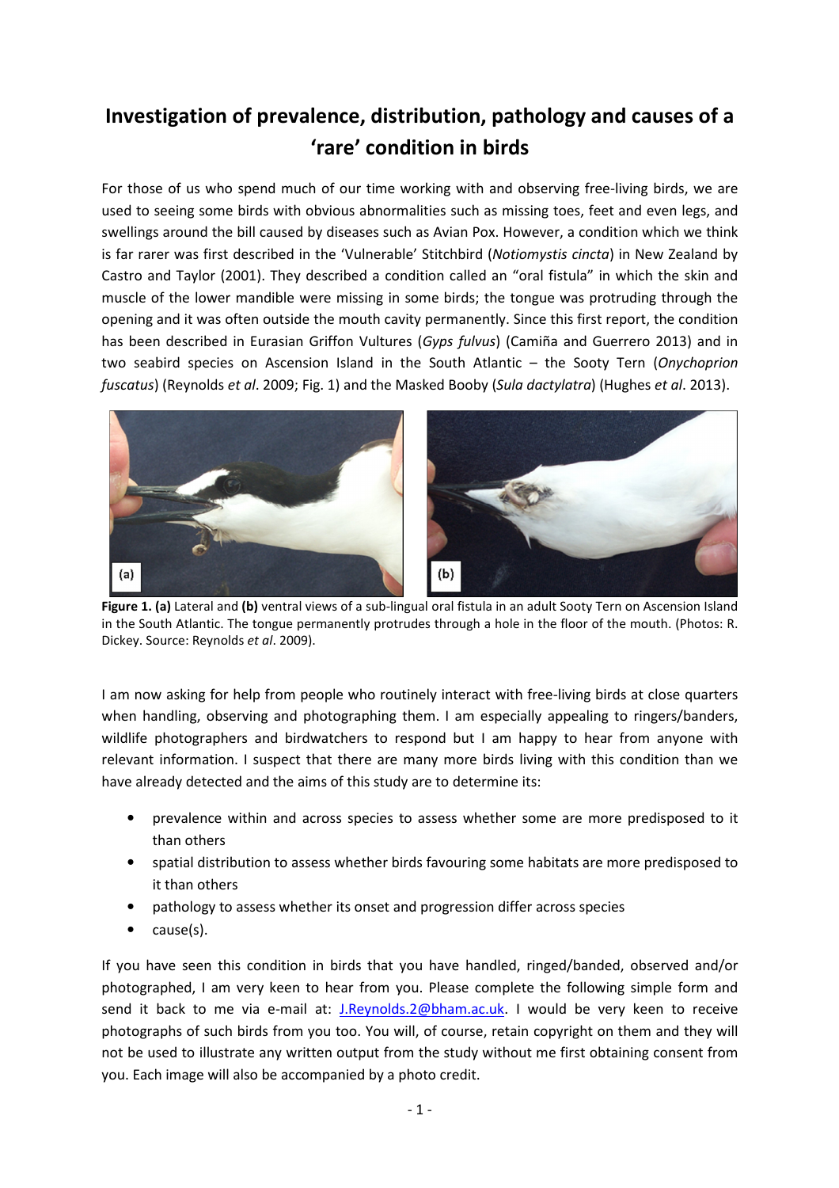# Investigation of prevalence, distribution, pathology and causes of a 'rare' condition in birds

For those of us who spend much of our time working with and observing free-living birds, we are used to seeing some birds with obvious abnormalities such as missing toes, feet and even legs, and swellings around the bill caused by diseases such as Avian Pox. However, a condition which we think is far rarer was first described in the 'Vulnerable' Stitchbird (*Notiomystis cincta*) in New Zealand by Castro and Taylor (2001). They described a condition called an "oral fistula" in which the skin and muscle of the lower mandible were missing in some birds; the tongue was protruding through the opening and it was often outside the mouth cavity permanently. Since this first report, the condition has been described in Eurasian Griffon Vultures (*Gyps fulvus*) (Camiña and Guerrero 2013) and in two seabird species on Ascension Island in the South Atlantic – the Sooty Tern (*Onychoprion fuscatus*) (Reynolds *et al*. 2009; Fig. 1) and the Masked Booby (*Sula dactylatra*) (Hughes *et al*. 2013).

**Figure 1. (a)** Lateral and **(b)** ventral views of a sub-lingual oral fistula in an adult Sooty Tern on Ascension Island in the South Atlantic. The tongue permanently protrudes through a hole in the floor of the mouth. (Photos: R. Dickey. Source: Reynolds *et al*. 2009).

I am now asking for help from people who routinely interact with free-living birds at close quarters when handling, observing and photographing them. I am especially appealing to ringers/banders, wildlife photographers and birdwatchers to respond but I am happy to hear from anyone with relevant information. I suspect that there are many more birds living with this condition than we have already detected and the aims of this study are to determine its:

- prevalence within and across species to assess whether some are more predisposed to it than others
- spatial distribution to assess whether birds favouring some habitats are more predisposed to it than others
- pathology to assess whether its onset and progression differ across species
- cause(s).

If you have seen this condition in birds that you have handled, ringed/banded, observed and/or photographed, I am very keen to hear from you. Please complete the following simple form and send it back to me via e-mail at: J.Reynolds.2@bham.ac.uk. I would be very keen to receive photographs of such birds from you too. You will, of course, retain copyright on them and they will not be used to illustrate any written output from the study without me first obtaining consent from you. Each image will also be accompanied by a photo credit.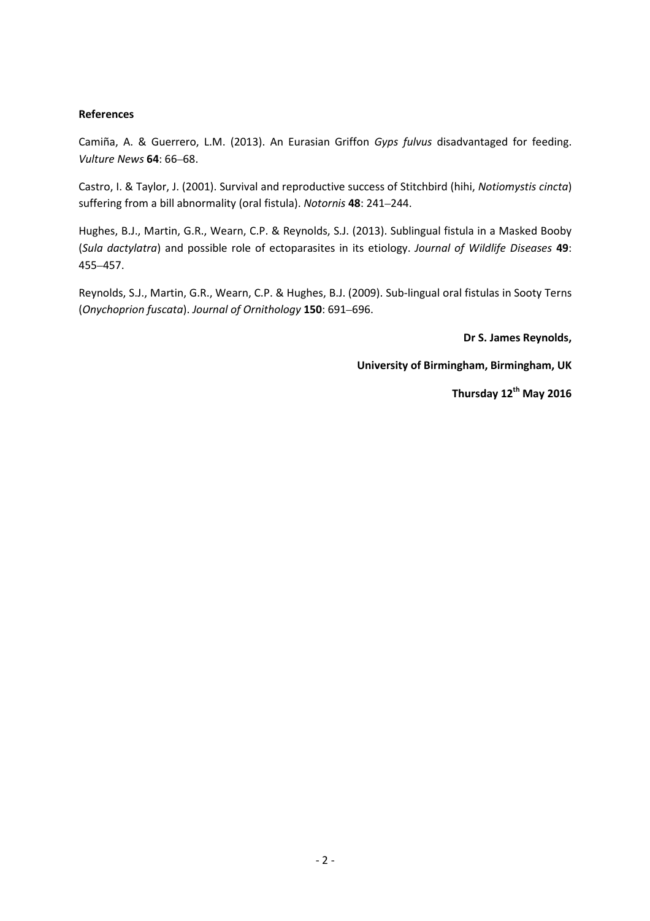**References**

Camiña, A. & Guerrero, L.M. (2013). An Eurasian Griffon *Gyps fulvus* disadvantaged for feeding. *Vulture News* **64**: 66–68.

Castro, I. & Taylor, J. (2001). Survival and reproductive success of Stitchbird (hihi, *Notiomystis cincta*) suffering from a bill abnormality (oral fistula). *Notornis* **48**: 241–244.

Hughes, B.J., Martin, G.R., Wearn, C.P. & Reynolds, S.J. (2013). Sublingual fistula in a Masked Booby (*Sula dactylatra*) and possible role of ectoparasites in its etiology. *Journal of Wildlife Diseases* **49**: 455–457.

Reynolds, S.J., Martin, G.R., Wearn, C.P. & Hughes, B.J. (2009). Sub-lingual oral fistulas in Sooty Terns (*Onychoprion fuscata*). *Journal of Ornithology* **150**: 691–696.

**Dr S. James Reynolds,**

**University of Birmingham, Birmingham, UK**

**Thursday 12th May 2016**